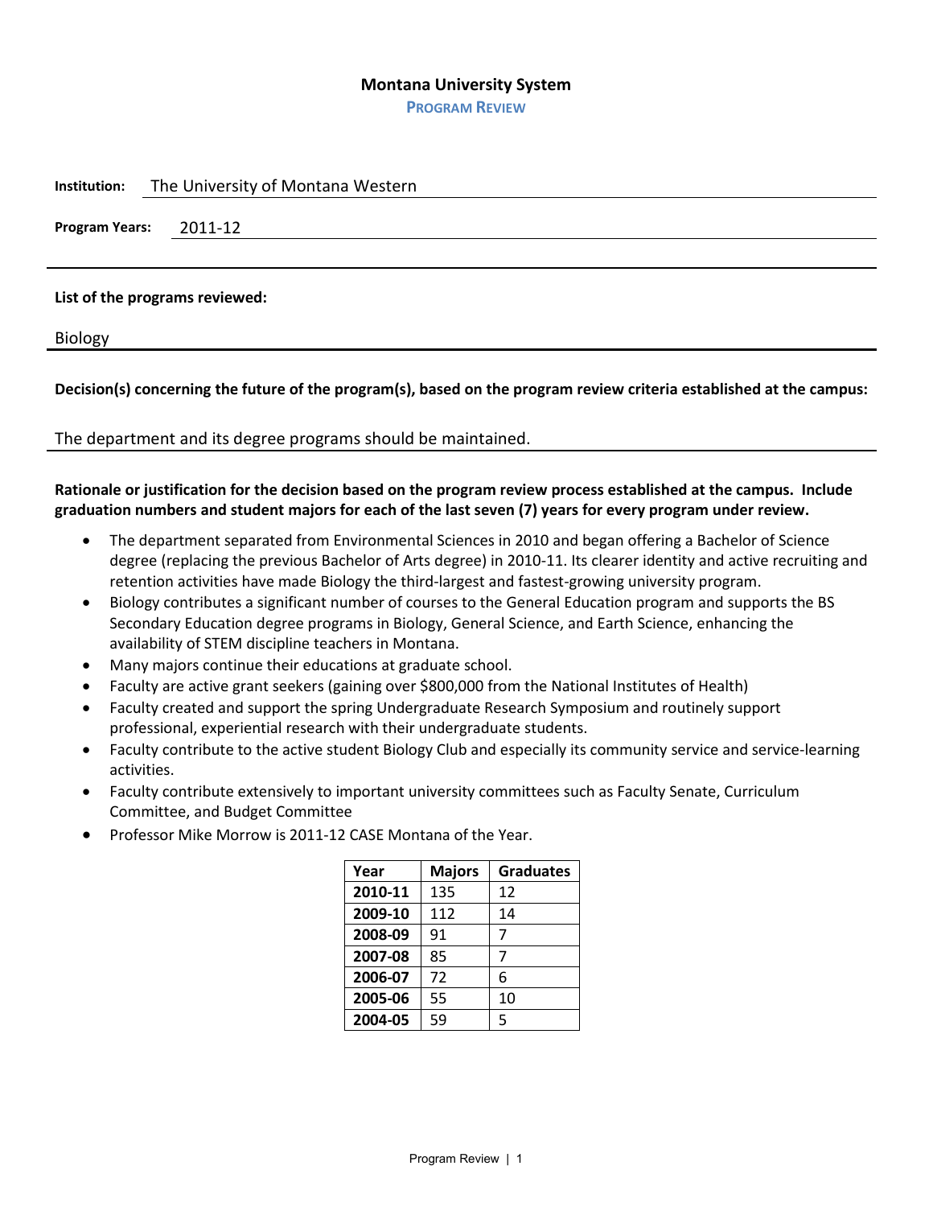# Montana University System

## PROGRAM REVIEW

**Institution:** The University of Montana Western

**Program Years:** 2011-12

**List of the programs reviewed:**

Biology

**Decision(s) concerning the future of the program(s), based on the program review criteria established at the campus:**

The department and its degree programs should be maintained.

**Rationale or justification for the decision based on the program review process established at the campus. Include graduation numbers and student majors for each of the last seven (7) years for every program under review.**

- The department separated from Environmental Sciences in 2010 and began offering a Bachelor of Science degree (replacing the previous Bachelor of Arts degree) in 2010-11. Its clearer identity and active recruiting and retention activities have made Biology the third-largest and fastest-growing university program.
- Biology contributes a significant number of courses to the General Education program and supports the BS Secondary Education degree programs in Biology, General Science, and Earth Science, enhancing the availability of STEM discipline teachers in Montana.
- Many majors continue their educations at graduate school.
- Faculty are active grant seekers (gaining over $800,000 from the National Institutes of Health)
- Faculty created and support the spring Undergraduate Research Symposium and routinely support professional, experiential research with their undergraduate students.
- Faculty contribute to the active student Biology Club and especially its community service and service-learning activities.
- Faculty contribute extensively to important university committees such as Faculty Senate, Curriculum Committee, and Budget Committee
- Professor Mike Morrow is 2011-12 CASE Montana of the Year.

| Year | Majors | Graduates |
|---|---|---|
| **2010-11** | 135 | 12 |
| **2009-10** | 112 | 14 |
| **2008-09** | 91 | 7 |
| **2007-08** | 85 | 7 |
| **2006-07** | 72 | 6 |
| **2005-06** | 55 | 10 |
| **2004-05** | 59 | 5 |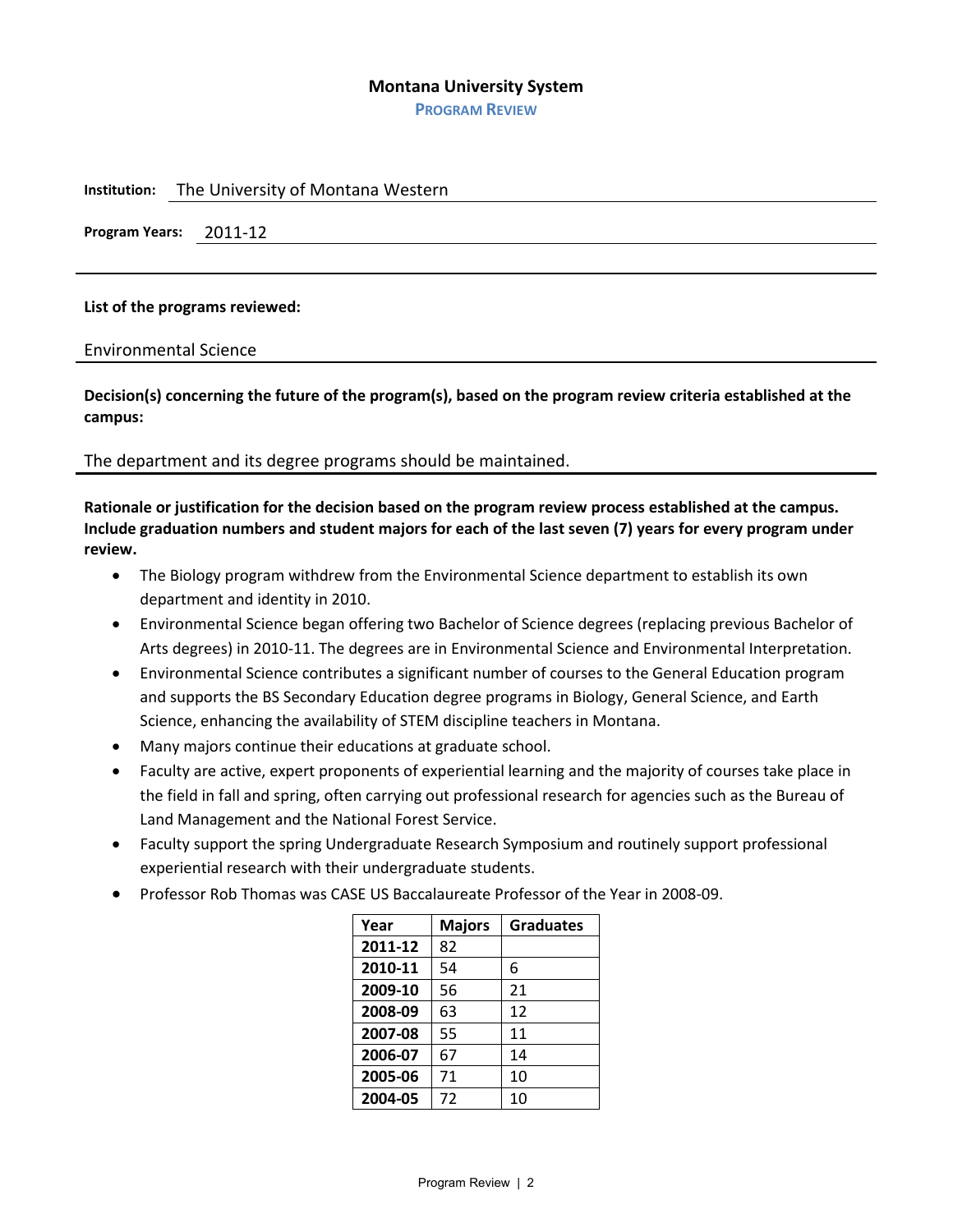**Montana University System**

**PROGRAM REVIEW**

**Institution:** The University of Montana Western

**Program Years:** 2011-12

---

**List of the programs reviewed:**

Environmental Science

**Decision(s) concerning the future of the program(s), based on the program review criteria established at the campus:**

The department and its degree programs should be maintained.

**Rationale or justification for the decision based on the program review process established at the campus. Include graduation numbers and student majors for each of the last seven (7) years for every program under review.**

- The Biology program withdrew from the Environmental Science department to establish its own department and identity in 2010.
- Environmental Science began offering two Bachelor of Science degrees (replacing previous Bachelor of Arts degrees) in 2010-11. The degrees are in Environmental Science and Environmental Interpretation.
- Environmental Science contributes a significant number of courses to the General Education program and supports the BS Secondary Education degree programs in Biology, General Science, and Earth Science, enhancing the availability of STEM discipline teachers in Montana.
- Many majors continue their educations at graduate school.
- Faculty are active, expert proponents of experiential learning and the majority of courses take place in the field in fall and spring, often carrying out professional research for agencies such as the Bureau of Land Management and the National Forest Service.
- Faculty support the spring Undergraduate Research Symposium and routinely support professional experiential research with their undergraduate students.
- Professor Rob Thomas was CASE US Baccalaureate Professor of the Year in 2008-09.

| Year | Majors | Graduates |
|---|---|---|
| **2011-12** | 82 | |
| **2010-11** | 54 | 6 |
| **2009-10** | 56 | 21 |
| **2008-09** | 63 | 12 |
| **2007-08** | 55 | 11 |
| **2006-07** | 67 | 14 |
| **2005-06** | 71 | 10 |
| **2004-05** | 72 | 10 |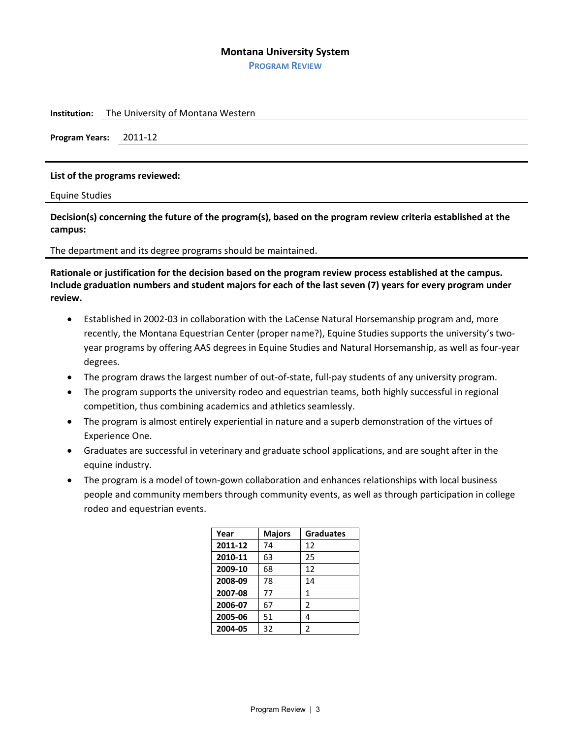# Montana University System

**PROGRAM REVIEW**

**Institution:** The University of Montana Western

**Program Years:** 2011-12

---

**List of the programs reviewed:**

Equine Studies

---

**Decision(s) concerning the future of the program(s), based on the program review criteria established at the campus:**

The department and its degree programs should be maintained.

---

**Rationale or justification for the decision based on the program review process established at the campus. Include graduation numbers and student majors for each of the last seven (7) years for every program under review.**

- Established in 2002-03 in collaboration with the LaCense Natural Horsemanship program and, more recently, the Montana Equestrian Center (proper name?), Equine Studies supports the university's two-year programs by offering AAS degrees in Equine Studies and Natural Horsemanship, as well as four-year degrees.
- The program draws the largest number of out-of-state, full-pay students of any university program.
- The program supports the university rodeo and equestrian teams, both highly successful in regional competition, thus combining academics and athletics seamlessly.
- The program is almost entirely experiential in nature and a superb demonstration of the virtues of Experience One.
- Graduates are successful in veterinary and graduate school applications, and are sought after in the equine industry.
- The program is a model of town-gown collaboration and enhances relationships with local business people and community members through community events, as well as through participation in college rodeo and equestrian events.

| Year | Majors | Graduates |
|---|---|---|
| **2011-12** | 74 | 12 |
| **2010-11** | 63 | 25 |
| **2009-10** | 68 | 12 |
| **2008-09** | 78 | 14 |
| **2007-08** | 77 | 1 |
| **2006-07** | 67 | 2 |
| **2005-06** | 51 | 4 |
| **2004-05** | 32 | 2 |